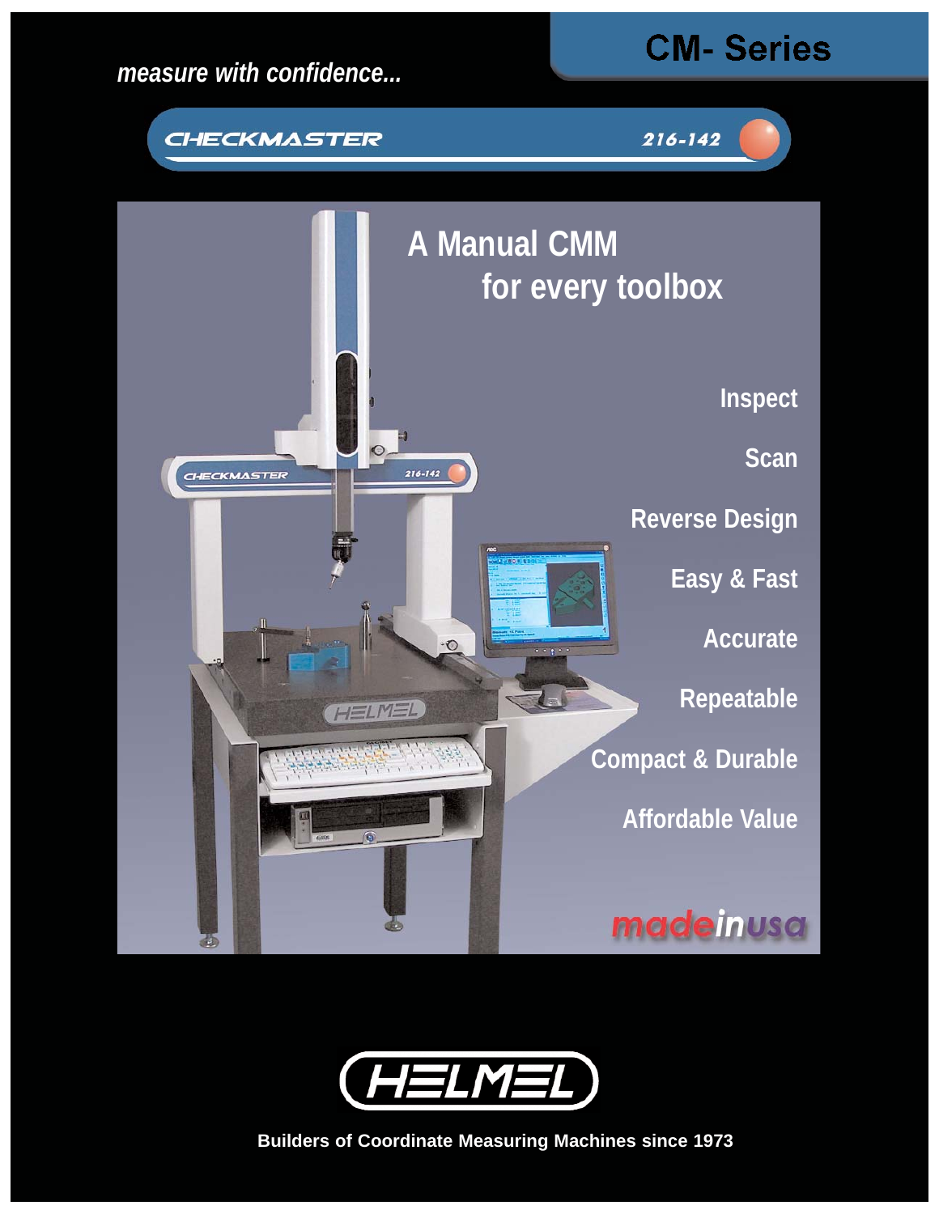*measure with confidence...*

# CM- Series

CHECKMASTER 216-142

## A Manual CMM for every toolbox

- Inspect
- Scan
- Reverse Design
- Easy & Fast
- Accurate
- Repeatable
- Compact & Durable
- Affordable Value

madeinusa

HELMEL

**Builders of Coordinate Measuring Machines since 1973**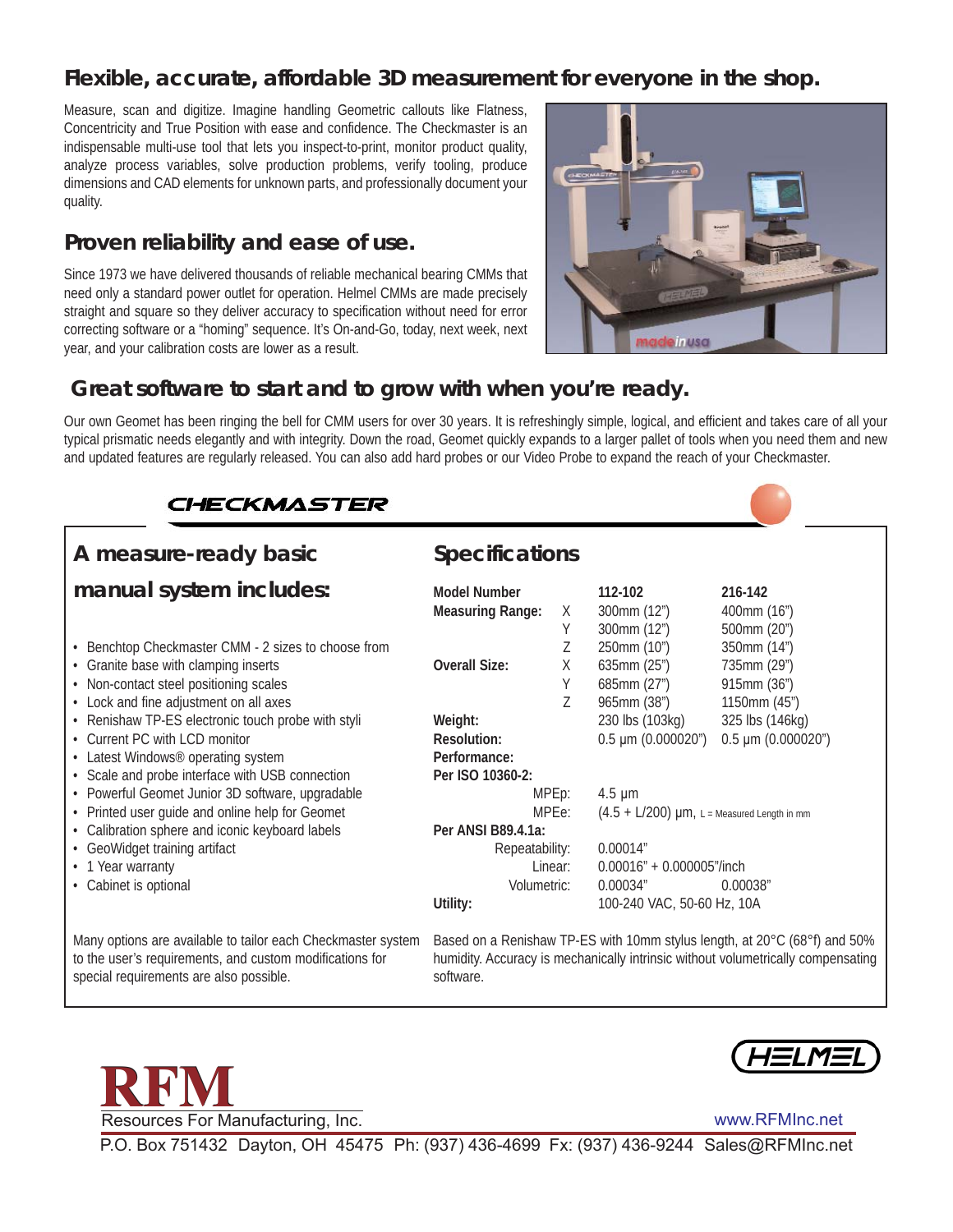## Flexible, accurate, affordable 3D measurement for everyone in the shop.

Measure, scan and digitize. Imagine handling Geometric callouts like Flatness, Concentricity and True Position with ease and confidence. The Checkmaster is an indispensable multi-use tool that lets you inspect-to-print, monitor product quality, analyze process variables, solve production problems, verify tooling, produce dimensions and CAD elements for unknown parts, and professionally document your quality.

## Proven reliability and ease of use.

Since 1973 we have delivered thousands of reliable mechanical bearing CMMs that need only a standard power outlet for operation. Helmel CMMs are made precisely straight and square so they deliver accuracy to specification without need for error correcting software or a "homing" sequence. It's On-and-Go, today, next week, next year, and your calibration costs are lower as a result.

## Great software to start and to grow with when you're ready.

Our own Geomet has been ringing the bell for CMM users for over 30 years. It is refreshingly simple, logical, and efficient and takes care of all your typical prismatic needs elegantly and with integrity. Down the road, Geomet quickly expands to a larger pallet of tools when you need them and new and updated features are regularly released. You can also add hard probes or our Video Probe to expand the reach of your Checkmaster.

**CHECKMASTER**

### A measure-ready basic manual system includes:

- Benchtop Checkmaster CMM - 2 sizes to choose from
- Granite base with clamping inserts
- Non-contact steel positioning scales
- Lock and fine adjustment on all axes
- Renishaw TP-ES electronic touch probe with styli
- Current PC with LCD monitor
- Latest Windows® operating system
- Scale and probe interface with USB connection
- Powerful Geomet Junior 3D software, upgradable
- Printed user guide and online help for Geomet
- Calibration sphere and iconic keyboard labels
- GeoWidget training artifact
- 1 Year warranty
- Cabinet is optional

Many options are available to tailor each Checkmaster system to the user's requirements, and custom modifications for special requirements are also possible.

### Specifications

| | | | |
|---|---|---|---|
| **Model Number** | | **112-102** | **216-142** |
| **Measuring Range:** | X | 300mm (12") | 400mm (16") |
| | Y | 300mm (12") | 500mm (20") |
| | Z | 250mm (10") | 350mm (14") |
| **Overall Size:** | X | 635mm (25") | 735mm (29") |
| | Y | 685mm (27") | 915mm (36") |
| | Z | 965mm (38") | 1150mm (45") |
| **Weight:** | | 230 lbs (103kg) | 325 lbs (146kg) |
| **Resolution:** | | 0.5 µm (0.000020") | 0.5 µm (0.000020") |
| **Performance:** | | | |
| **Per ISO 10360-2:** | | | |
| | MPEp: | 4.5 µm | |
| | MPEe: | (4.5 + L/200) µm, L = Measured Length in mm | |
| **Per ANSI B89.4.1a:** | | | |
| | Repeatability: | 0.00014" | |
| | Linear: | 0.00016" + 0.000005"/inch | |
| | Volumetric: | 0.00034" | 0.00038" |
| **Utility:** | | 100-240 VAC, 50-60 Hz, 10A | |

Based on a Renishaw TP-ES with 10mm stylus length, at 20°C (68°f) and 50% humidity. Accuracy is mechanically intrinsic without volumetrically compensating software.

**RFM**
Resources For Manufacturing, Inc.

HELMEL

www.RFMInc.net

P.O. Box 751432 Dayton, OH 45475 Ph: (937) 436-4699 Fx: (937) 436-9244 Sales@RFMInc.net